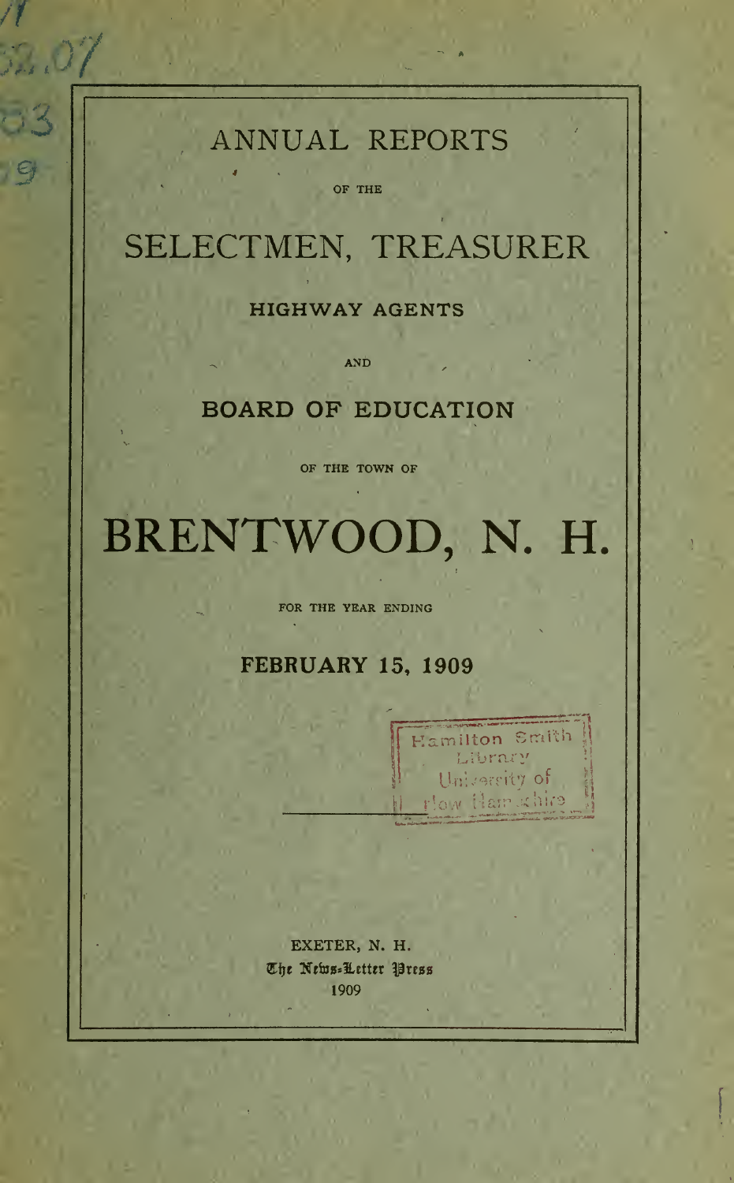# ANNUAL REPORTS

OF THE

# SELECTMEN, TREASURER

## HIGHWAY AGENTS

AND

## BOARD OF EDUCATION

OF THE TOWN OF

# BRENTWOOD, N. H.

FOR THE YEAR ENDING

## FEBRUARY 15, 1909

Hamilton Smith Library University of New Hampshire

EXETER, N. H.
The News-Letter Press
1909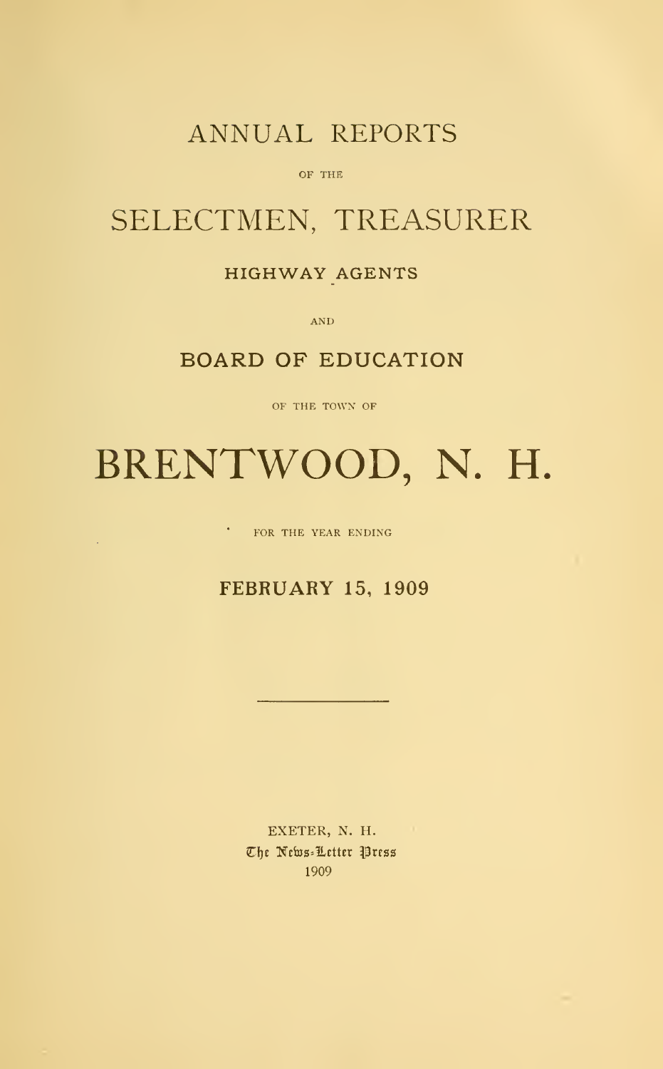# ANNUAL REPORTS

OF THE

# SELECTMEN, TREASURER

## HIGHWAY AGENTS

AND

## BOARD OF EDUCATION

OF THE TOWN OF

# BRENTWOOD, N. H.

FOR THE YEAR ENDING

## FEBRUARY 15, 1909

---

EXETER, N. H.
The News-Letter Press
1909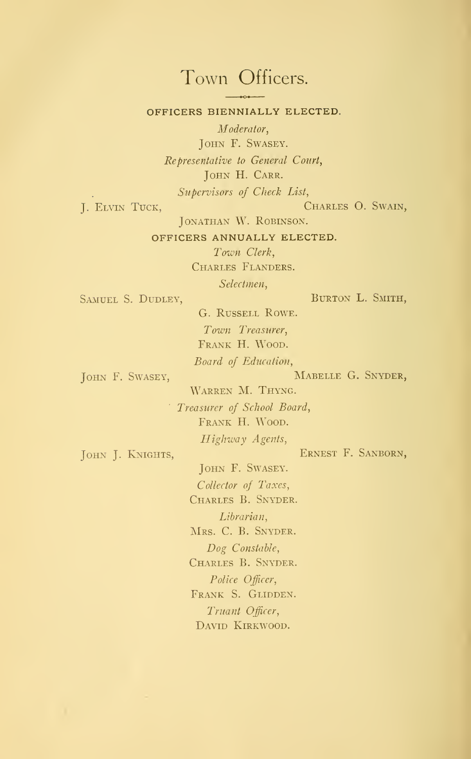# Town Officers.

## OFFICERS BIENNIALLY ELECTED.

*Moderator,*
JOHN F. SWASEY.

*Representative to General Court,*
JOHN H. CARR.

*Supervisors of Check List,*
J. ELVIN TUCK, CHARLES O. SWAIN,
JONATHAN W. ROBINSON.

## OFFICERS ANNUALLY ELECTED.

*Town Clerk,*
CHARLES FLANDERS.

*Selectmen,*
SAMUEL S. DUDLEY, BURTON L. SMITH,
G. RUSSELL ROWE.

*Town Treasurer,*
FRANK H. WOOD.

*Board of Education,*
JOHN F. SWASEY, MABELLE G. SNYDER,
WARREN M. THYNG.

*Treasurer of School Board,*
FRANK H. WOOD.

*Highway Agents,*
JOHN J. KNIGHTS, ERNEST F. SANBORN,
JOHN F. SWASEY.

*Collector of Taxes,*
CHARLES B. SNYDER.

*Librarian,*
MRS. C. B. SNYDER.

*Dog Constable,*
CHARLES B. SNYDER.

*Police Officer,*
FRANK S. GLIDDEN.

*Truant Officer,*
DAVID KIRKWOOD.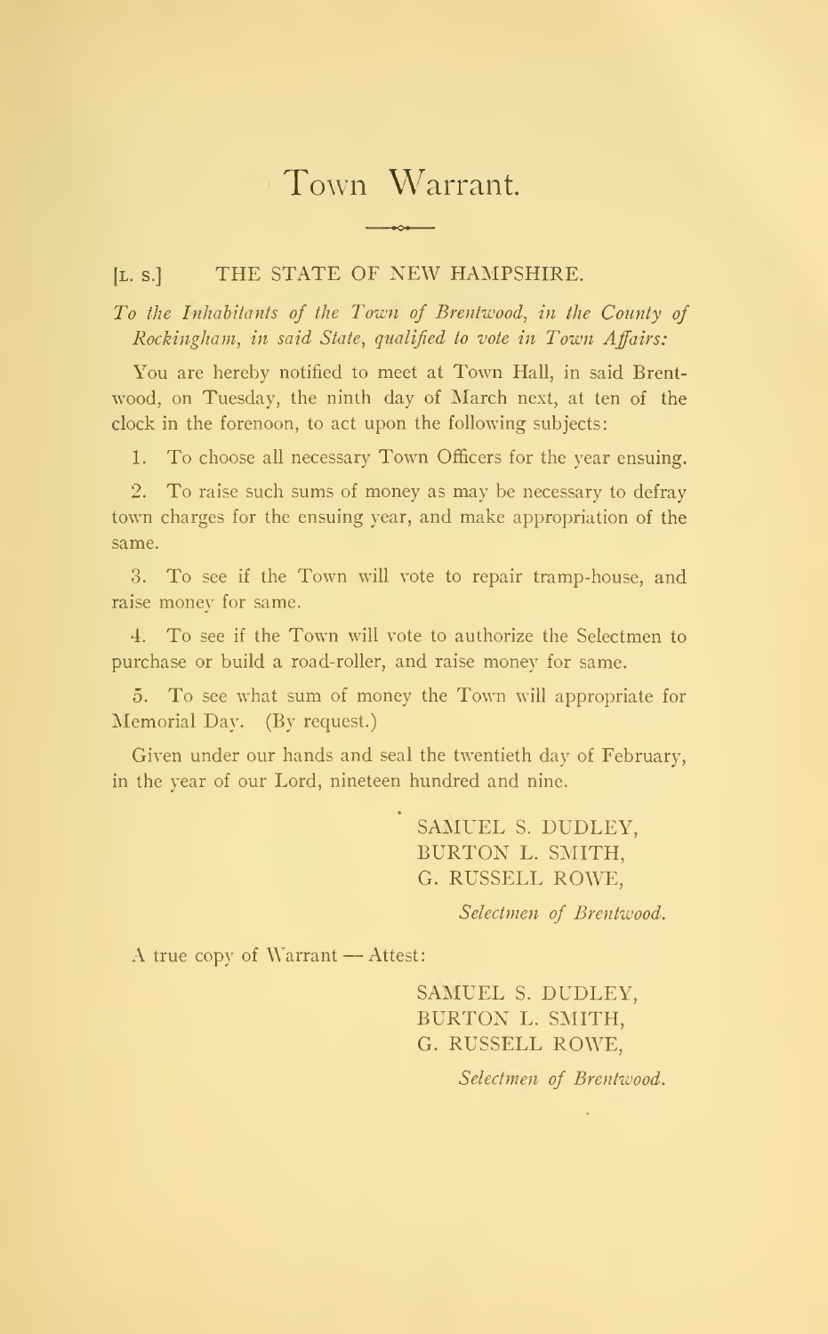# Town Warrant.

[L. S.] THE STATE OF NEW HAMPSHIRE.

*To the Inhabitants of the Town of Brentwood, in the County of Rockingham, in said State, qualified to vote in Town Affairs:*

You are hereby notified to meet at Town Hall, in said Brentwood, on Tuesday, the ninth day of March next, at ten of the clock in the forenoon, to act upon the following subjects:

1. To choose all necessary Town Officers for the year ensuing.

2. To raise such sums of money as may be necessary to defray town charges for the ensuing year, and make appropriation of the same.

3. To see if the Town will vote to repair tramp-house, and raise money for same.

4. To see if the Town will vote to authorize the Selectmen to purchase or build a road-roller, and raise money for same.

5. To see what sum of money the Town will appropriate for Memorial Day. (By request.)

Given under our hands and seal the twentieth day of February, in the year of our Lord, nineteen hundred and nine.

SAMUEL S. DUDLEY,
BURTON L. SMITH,
G. RUSSELL ROWE,

*Selectmen of Brentwood.*

A true copy of Warrant — Attest:

SAMUEL S. DUDLEY,
BURTON L. SMITH,
G. RUSSELL ROWE,

*Selectmen of Brentwood.*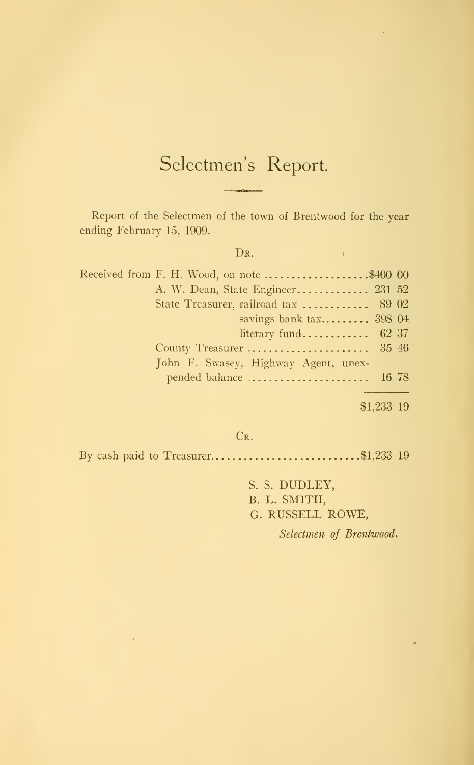# Selectmen's Report.

Report of the Selectmen of the town of Brentwood for the year ending February 15, 1909.

Dr.

| | |
|---|---|
| Received from F. H. Wood, on note | $400 00 |
| A. W. Dean, State Engineer | 231 52 |
| State Treasurer, railroad tax | 89 02 |
| savings bank tax | 398 04 |
| literary fund | 62 37 |
| County Treasurer | 35 46 |
| John F. Swasey, Highway Agent, unexpended balance | 16 78 |
| | $1,233 19 |

Cr.

| | |
|---|---|
| By cash paid to Treasurer | $1,233 19 |

S. S. DUDLEY,
B. L. SMITH,
G. RUSSELL ROWE,

*Selectmen of Brentwood.*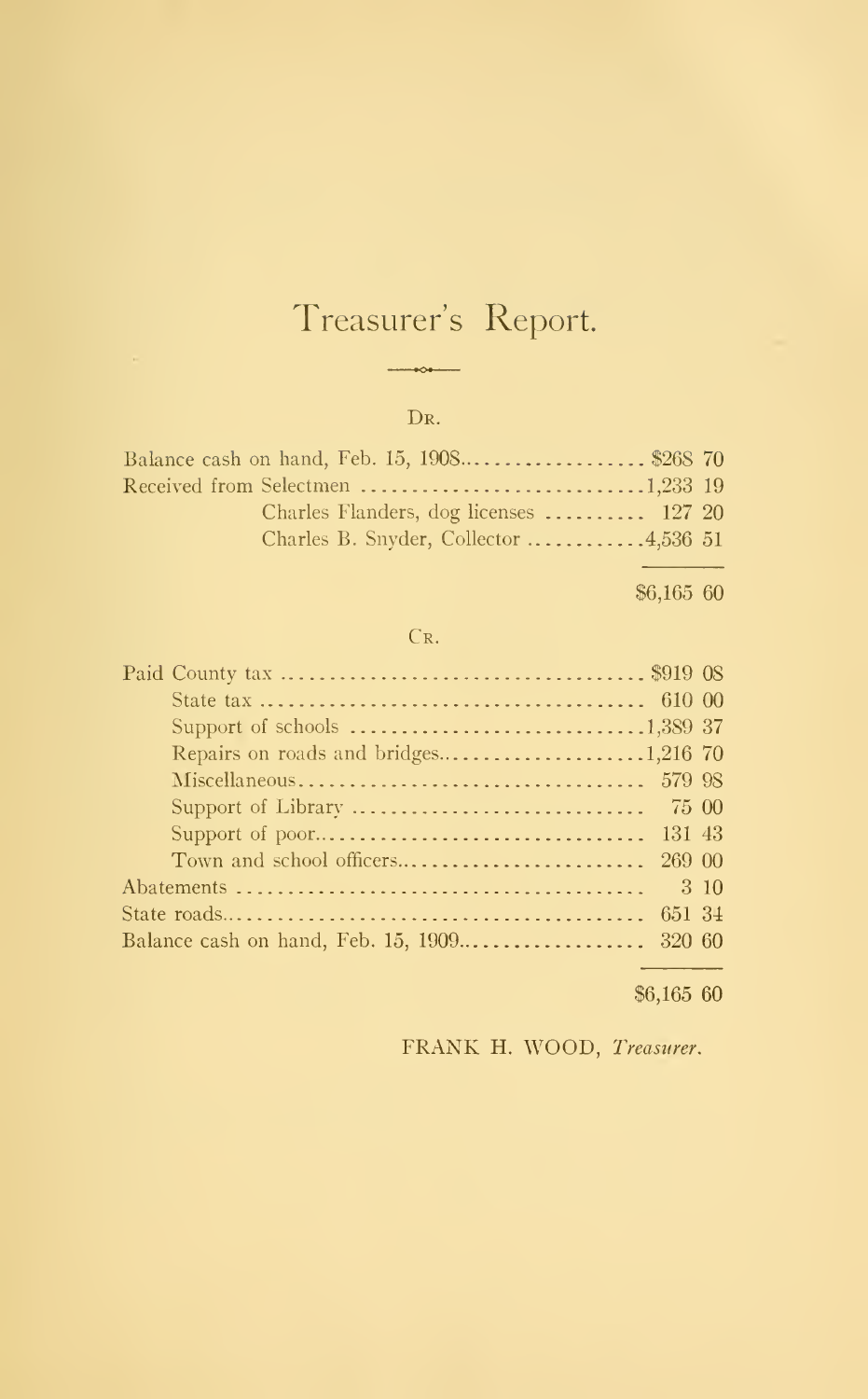# Treasurer's Report.

DR.

| | |
|---|---|
| Balance cash on hand, Feb. 15, 1908 | $268 70 |
| Received from Selectmen | 1,233 19 |
| Charles Flanders, dog licenses | 127 20 |
| Charles B. Snyder, Collector | 4,536 51 |
| | $6,165 60 |

CR.

| | |
|---|---|
| Paid County tax | $919 08 |
| State tax | 610 00 |
| Support of schools | 1,389 37 |
| Repairs on roads and bridges | 1,216 70 |
| Miscellaneous | 579 98 |
| Support of Library | 75 00 |
| Support of poor | 131 43 |
| Town and school officers | 269 00 |
| Abatements | 3 10 |
| State roads | 651 34 |
| Balance cash on hand, Feb. 15, 1909 | 320 60 |
| | $6,165 60 |

FRANK H. WOOD, *Treasurer*.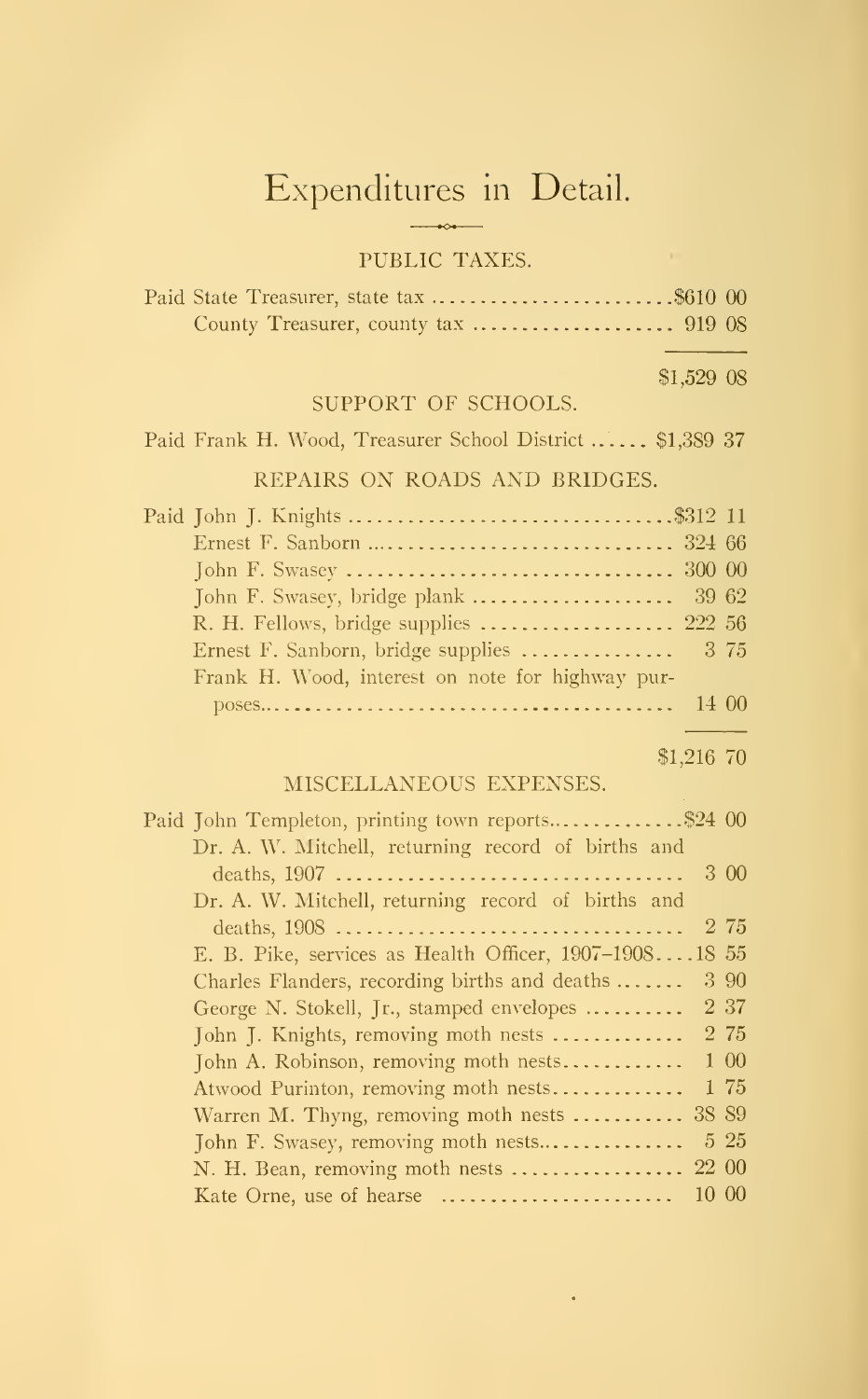# Expenditures in Detail.

## PUBLIC TAXES.

| | |
|---|---|
| Paid State Treasurer, state tax | $610 00 |
| County Treasurer, county tax | 919 08 |
| | $1,529 08 |

## SUPPORT OF SCHOOLS.

| | |
|---|---|
| Paid Frank H. Wood, Treasurer School District | $1,389 37 |

## REPAIRS ON ROADS AND BRIDGES.

| | |
|---|---|
| Paid John J. Knights | $312 11 |
| Ernest F. Sanborn | 324 66 |
| John F. Swasey | 300 00 |
| John F. Swasey, bridge plank | 39 62 |
| R. H. Fellows, bridge supplies | 222 56 |
| Ernest F. Sanborn, bridge supplies | 3 75 |
| Frank H. Wood, interest on note for highway purposes | 14 00 |
| | $1,216 70 |

## MISCELLANEOUS EXPENSES.

| | |
|---|---|
| Paid John Templeton, printing town reports | $24 00 |
| Dr. A. W. Mitchell, returning record of births and deaths, 1907 | 3 00 |
| Dr. A. W. Mitchell, returning record of births and deaths, 1908 | 2 75 |
| E. B. Pike, services as Health Officer, 1907–1908 | 18 55 |
| Charles Flanders, recording births and deaths | 3 90 |
| George N. Stokell, Jr., stamped envelopes | 2 37 |
| John J. Knights, removing moth nests | 2 75 |
| John A. Robinson, removing moth nests | 1 00 |
| Atwood Purinton, removing moth nests | 1 75 |
| Warren M. Thyng, removing moth nests | 38 89 |
| John F. Swasey, removing moth nests | 5 25 |
| N. H. Bean, removing moth nests | 22 00 |
| Kate Orne, use of hearse | 10 00 |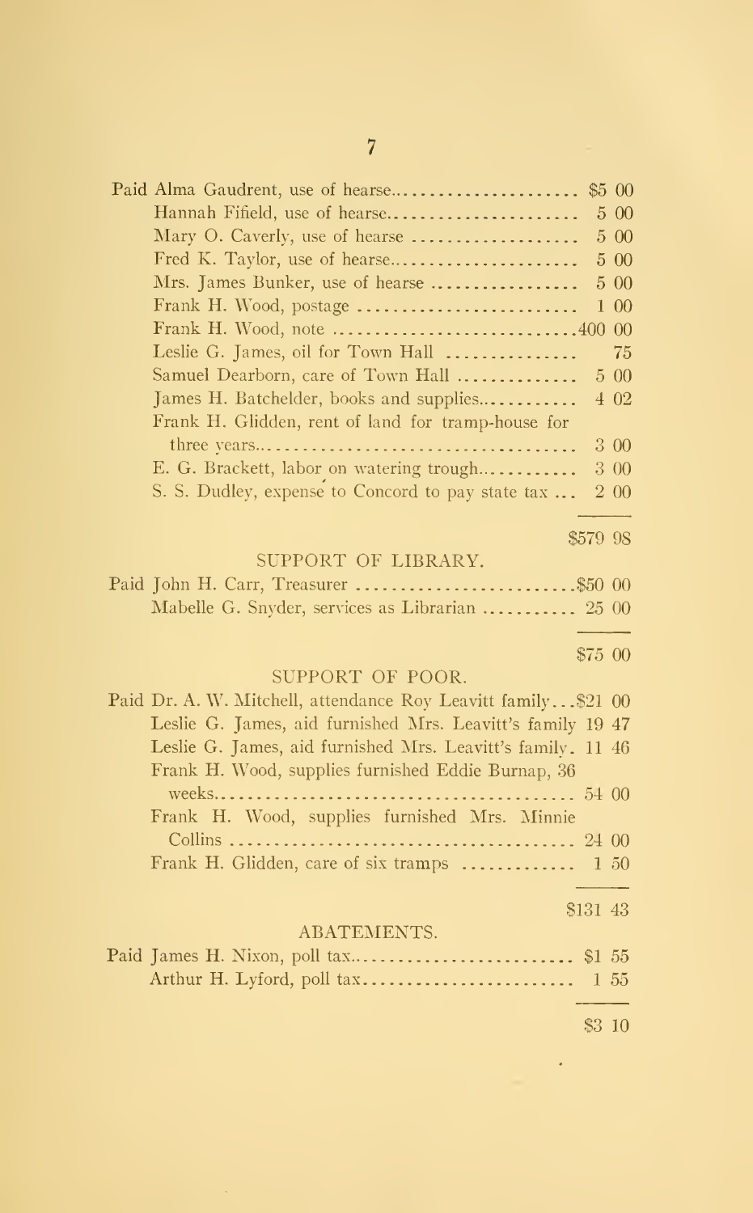| | |
|---|---|
| Paid Alma Gaudrent, use of hearse | $5 00 |
| Hannah Fifield, use of hearse | 5 00 |
| Mary O. Caverly, use of hearse | 5 00 |
| Fred K. Taylor, use of hearse | 5 00 |
| Mrs. James Bunker, use of hearse | 5 00 |
| Frank H. Wood, postage | 1 00 |
| Frank H. Wood, note | 400 00 |
| Leslie G. James, oil for Town Hall | 75 |
| Samuel Dearborn, care of Town Hall | 5 00 |
| James H. Batchelder, books and supplies | 4 02 |
| Frank H. Glidden, rent of land for tramp-house for three years | 3 00 |
| E. G. Brackett, labor on watering trough | 3 00 |
| S. S. Dudley, expense to Concord to pay state tax | 2 00 |
| | $579 98 |

## SUPPORT OF LIBRARY.

| | |
|---|---|
| Paid John H. Carr, Treasurer | $50 00 |
| Mabelle G. Snyder, services as Librarian | 25 00 |
| | $75 00 |

## SUPPORT OF POOR.

| | |
|---|---|
| Paid Dr. A. W. Mitchell, attendance Roy Leavitt family | $21 00 |
| Leslie G. James, aid furnished Mrs. Leavitt's family | 19 47 |
| Leslie G. James, aid furnished Mrs. Leavitt's family | 11 46 |
| Frank H. Wood, supplies furnished Eddie Burnap, 36 weeks | 54 00 |
| Frank H. Wood, supplies furnished Mrs. Minnie Collins | 24 00 |
| Frank H. Glidden, care of six tramps | 1 50 |
| | $131 43 |

## ABATEMENTS.

| | |
|---|---|
| Paid James H. Nixon, poll tax | $1 55 |
| Arthur H. Lyford, poll tax | 1 55 |
| | $3 10 |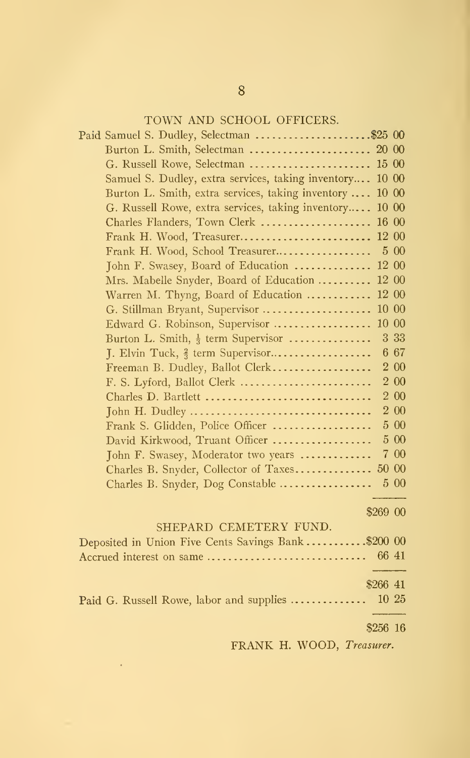## TOWN AND SCHOOL OFFICERS.

| | |
|---|---|
| Paid Samuel S. Dudley, Selectman | $25 00 |
| Burton L. Smith, Selectman | 20 00 |
| G. Russell Rowe, Selectman | 15 00 |
| Samuel S. Dudley, extra services, taking inventory | 10 00 |
| Burton L. Smith, extra services, taking inventory | 10 00 |
| G. Russell Rowe, extra services, taking inventory | 10 00 |
| Charles Flanders, Town Clerk | 16 00 |
| Frank H. Wood, Treasurer | 12 00 |
| Frank H. Wood, School Treasurer | 5 00 |
| John F. Swasey, Board of Education | 12 00 |
| Mrs. Mabelle Snyder, Board of Education | 12 00 |
| Warren M. Thyng, Board of Education | 12 00 |
| G. Stillman Bryant, Supervisor | 10 00 |
| Edward G. Robinson, Supervisor | 10 00 |
| Burton L. Smith, ⅓ term Supervisor | 3 33 |
| J. Elvin Tuck, ⅔ term Supervisor | 6 67 |
| Freeman B. Dudley, Ballot Clerk | 2 00 |
| F. S. Lyford, Ballot Clerk | 2 00 |
| Charles D. Bartlett | 2 00 |
| John H. Dudley | 2 00 |
| Frank S. Glidden, Police Officer | 5 00 |
| David Kirkwood, Truant Officer | 5 00 |
| John F. Swasey, Moderator two years | 7 00 |
| Charles B. Snyder, Collector of Taxes | 50 00 |
| Charles B. Snyder, Dog Constable | 5 00 |
| | $269 00 |

## SHEPARD CEMETERY FUND.

| | |
|---|---|
| Deposited in Union Five Cents Savings Bank | $200 00 |
| Accrued interest on same | 66 41 |
| | $266 41 |
| Paid G. Russell Rowe, labor and supplies | 10 25 |
| | $256 16 |

FRANK H. WOOD, *Treasurer.*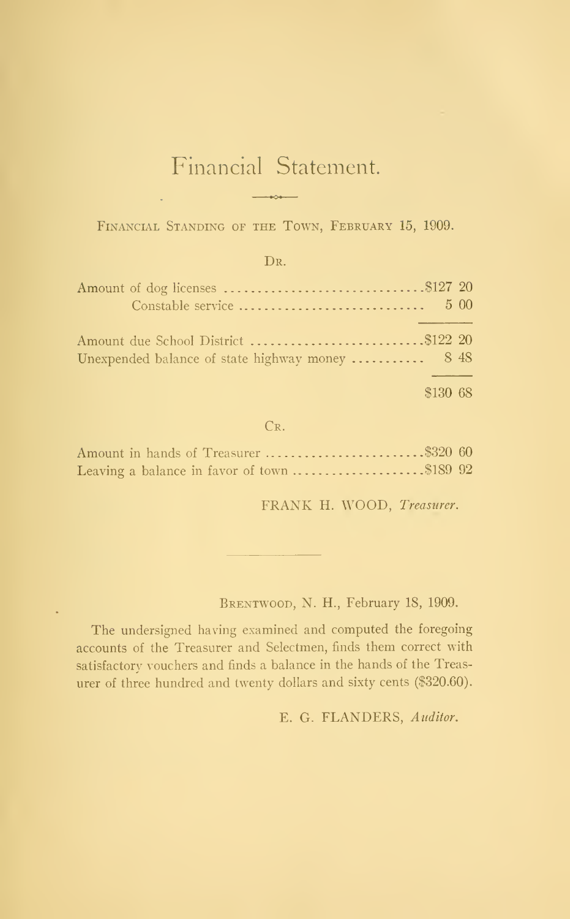# Financial Statement.

Financial Standing of the Town, February 15, 1909.

Dr.

| | |
|---|---|
| Amount of dog licenses | $127 20 |
| Constable service | 5 00 |
| Amount due School District | $122 20 |
| Unexpended balance of state highway money | 8 48 |
| | $130 68 |

Cr.

| | |
|---|---|
| Amount in hands of Treasurer | $320 60 |
| Leaving a balance in favor of town | $189 92 |

FRANK H. WOOD, *Treasurer.*

---

Brentwood, N. H., February 18, 1909.

The undersigned having examined and computed the foregoing accounts of the Treasurer and Selectmen, finds them correct with satisfactory vouchers and finds a balance in the hands of the Treasurer of three hundred and twenty dollars and sixty cents ($320.60).

E. G. FLANDERS, *Auditor.*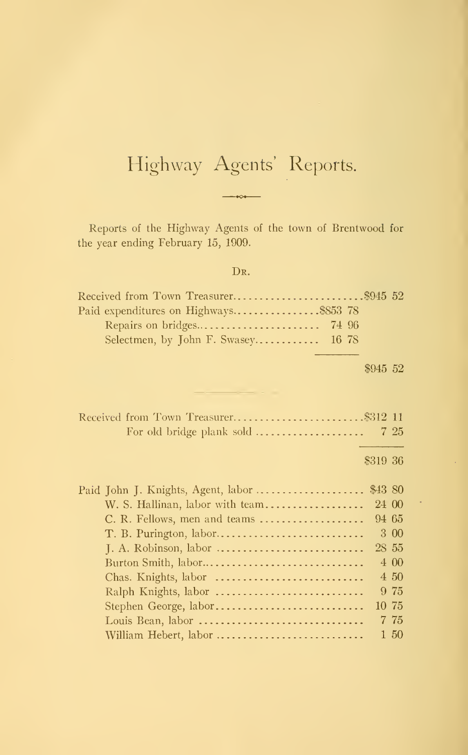# Highway Agents' Reports.

Reports of the Highway Agents of the town of Brentwood for the year ending February 15, 1909.

Dr.

| | | |
|---|---|---|
| Received from Town Treasurer | | $945 52 |
| Paid expenditures on Highways | $853 78 | |
| Repairs on bridges | 74 96 | |
| Selectmen, by John F. Swasey | 16 78 | |
| | | $945 52 |

| | |
|---|---|
| Received from Town Treasurer | $312 11 |
| For old bridge plank sold | 7 25 |
| | $319 36 |

| | |
|---|---|
| Paid John J. Knights, Agent, labor | $43 80 |
| W. S. Hallinan, labor with team | 24 00 |
| C. R. Fellows, men and teams | 94 65 |
| T. B. Purington, labor | 3 00 |
| J. A. Robinson, labor | 28 55 |
| Burton Smith, labor | 4 00 |
| Chas. Knights, labor | 4 50 |
| Ralph Knights, labor | 9 75 |
| Stephen George, labor | 10 75 |
| Louis Bean, labor | 7 75 |
| William Hebert, labor | 1 50 |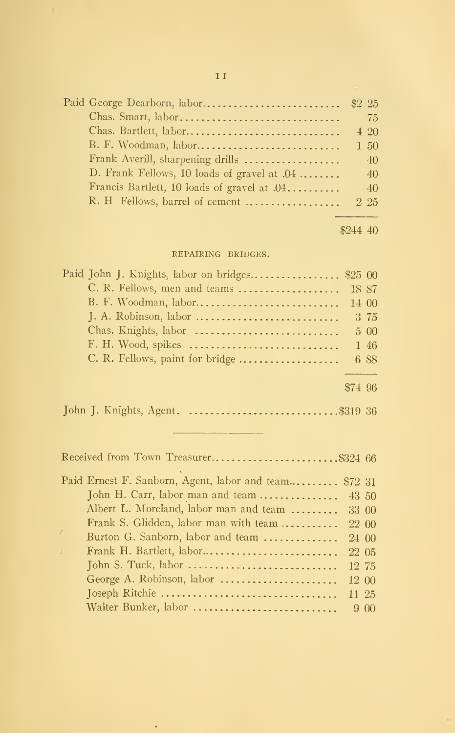| | |
|---|---|
| Paid George Dearborn, labor | $2 25 |
| Chas. Smart, labor | 75 |
| Chas. Bartlett, labor | 4 20 |
| B. F. Woodman, labor | 1 50 |
| Frank Averill, sharpening drills | 40 |
| D. Frank Fellows, 10 loads of gravel at .04 | 40 |
| Francis Bartlett, 10 loads of gravel at .04 | 40 |
| R. H Fellows, barrel of cement | 2 25 |
| | $244 40 |

REPAIRING BRIDGES.

| | |
|---|---|
| Paid John J. Knights, labor on bridges | $25 00 |
| C. R. Fellows, men and teams | 18 87 |
| B. F. Woodman, labor | 14 00 |
| J. A. Robinson, labor | 3 75 |
| Chas. Knights, labor | 5 00 |
| F. H. Wood, spikes | 1 46 |
| C. R. Fellows, paint for bridge | 6 88 |
| | $74 96 |

| | |
|---|---|
| John J. Knights, Agent. | $319 36 |

---

| | |
|---|---|
| Received from Town Treasurer | $324 66 |

| | |
|---|---|
| Paid Ernest F. Sanborn, Agent, labor and team | $72 31 |
| John H. Carr, labor man and team | 43 50 |
| Albert L. Moreland, labor man and team | 33 00 |
| Frank S. Glidden, labor man with team | 22 00 |
| Burton G. Sanborn, labor and team | 24 00 |
| Frank H. Bartlett, labor | 22 05 |
| John S. Tuck, labor | 12 75 |
| George A. Robinson, labor | 12 00 |
| Joseph Ritchie | 11 25 |
| Walter Bunker, labor | 9 00 |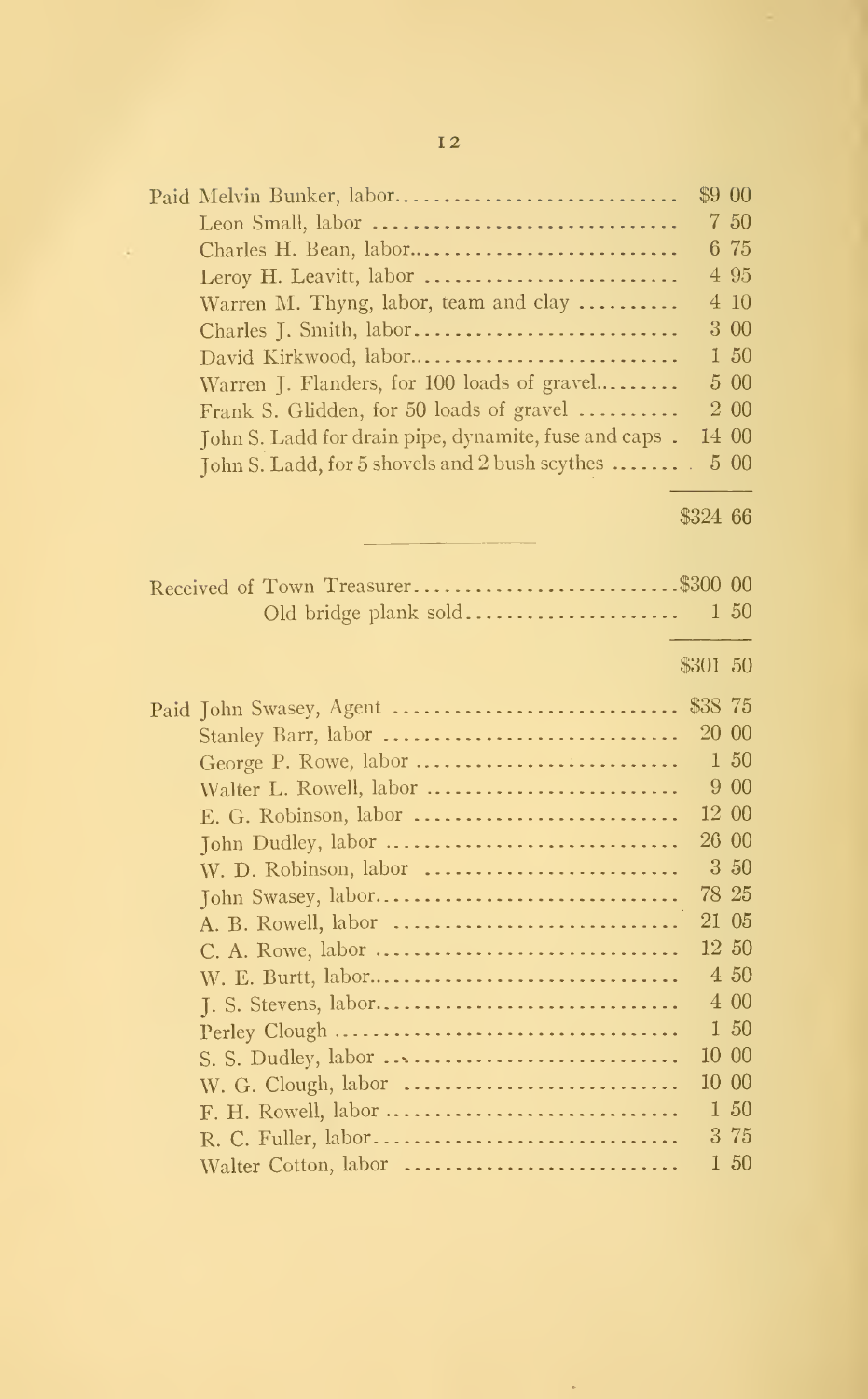| | |
|---|---|
| Paid Melvin Bunker, labor | $9 00 |
| Leon Small, labor | 7 50 |
| Charles H. Bean, labor | 6 75 |
| Leroy H. Leavitt, labor | 4 95 |
| Warren M. Thyng, labor, team and clay | 4 10 |
| Charles J. Smith, labor | 3 00 |
| David Kirkwood, labor | 1 50 |
| Warren J. Flanders, for 100 loads of gravel | 5 00 |
| Frank S. Glidden, for 50 loads of gravel | 2 00 |
| John S. Ladd for drain pipe, dynamite, fuse and caps | 14 00 |
| John S. Ladd, for 5 shovels and 2 bush scythes | 5 00 |
| | $324 66 |

| | |
|---|---|
| Received of Town Treasurer | $300 00 |
| Old bridge plank sold | 1 50 |
| | $301 50 |

| | |
|---|---|
| Paid John Swasey, Agent | $38 75 |
| Stanley Barr, labor | 20 00 |
| George P. Rowe, labor | 1 50 |
| Walter L. Rowell, labor | 9 00 |
| E. G. Robinson, labor | 12 00 |
| John Dudley, labor | 26 00 |
| W. D. Robinson, labor | 3 50 |
| John Swasey, labor | 78 25 |
| A. B. Rowell, labor | 21 05 |
| C. A. Rowe, labor | 12 50 |
| W. E. Burtt, labor | 4 50 |
| J. S. Stevens, labor | 4 00 |
| Perley Clough | 1 50 |
| S. S. Dudley, labor | 10 00 |
| W. G. Clough, labor | 10 00 |
| F. H. Rowell, labor | 1 50 |
| R. C. Fuller, labor | 3 75 |
| Walter Cotton, labor | 1 50 |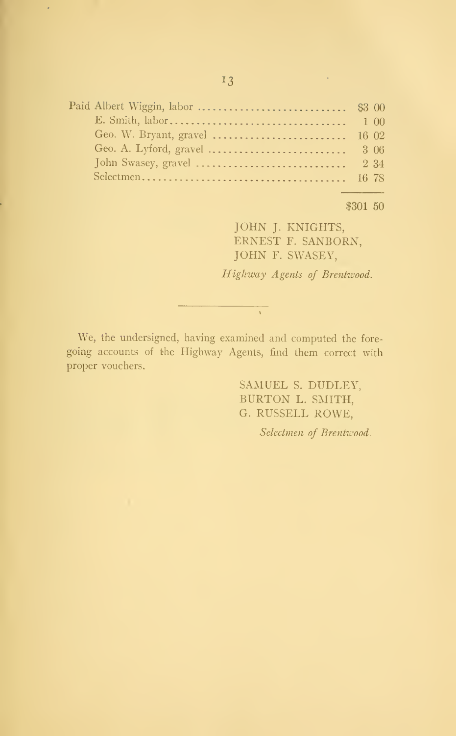| | |
|---|---|
| Paid Albert Wiggin, labor | $3 00 |
| E. Smith, labor | 1 00 |
| Geo. W. Bryant, gravel | 16 02 |
| Geo. A. Lyford, gravel | 3 06 |
| John Swasey, gravel | 2 34 |
| Selectmen | 16 78 |
| | $301 50 |

JOHN J. KNIGHTS,
ERNEST F. SANBORN,
JOHN F. SWASEY,

*Highway Agents of Brentwood.*

---

We, the undersigned, having examined and computed the foregoing accounts of the Highway Agents, find them correct with proper vouchers.

SAMUEL S. DUDLEY,
BURTON L. SMITH,
G. RUSSELL ROWE,

*Selectmen of Brentwood.*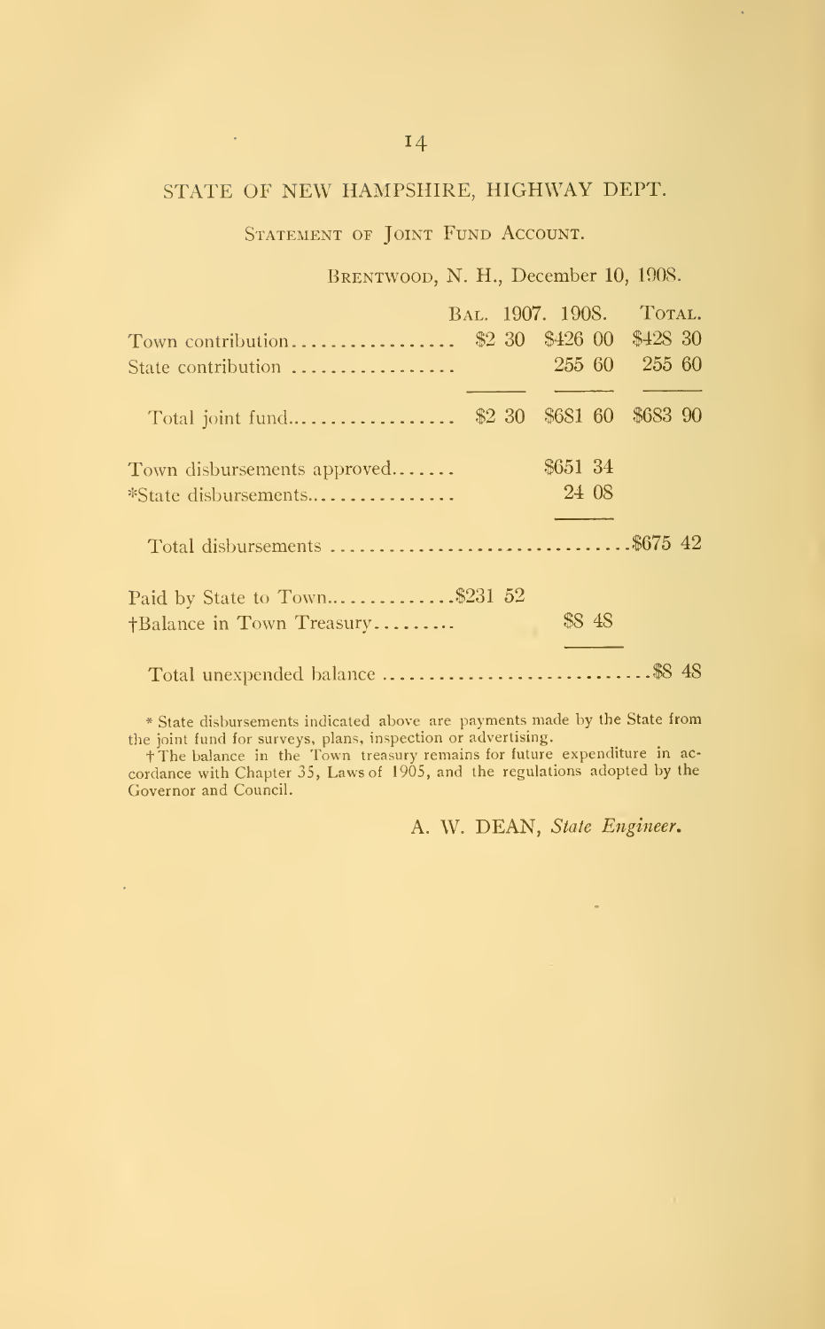## STATE OF NEW HAMPSHIRE, HIGHWAY DEPT.

### Statement of Joint Fund Account.

Brentwood, N. H., December 10, 1908.

| | Bal. 1907. | 1908. | Total. |
|---|---|---|---|
| Town contribution | $2 30 | $426 00 | $428 30 |
| State contribution | | 255 60 | 255 60 |
| Total joint fund | $2 30 | $681 60 | $683 90 |
| Town disbursements approved | | $651 34 | |
| *State disbursements | | 24 08 | |
| Total disbursements | | | $675 42 |
| Paid by State to Town $231 52 | | | |
| †Balance in Town Treasury | | $8 48 | |
| Total unexpended balance | | | $8 48 |

\* State disbursements indicated above are payments made by the State from the joint fund for surveys, plans, inspection or advertising.

† The balance in the Town treasury remains for future expenditure in accordance with Chapter 35, Laws of 1905, and the regulations adopted by the Governor and Council.

A. W. DEAN, *State Engineer.*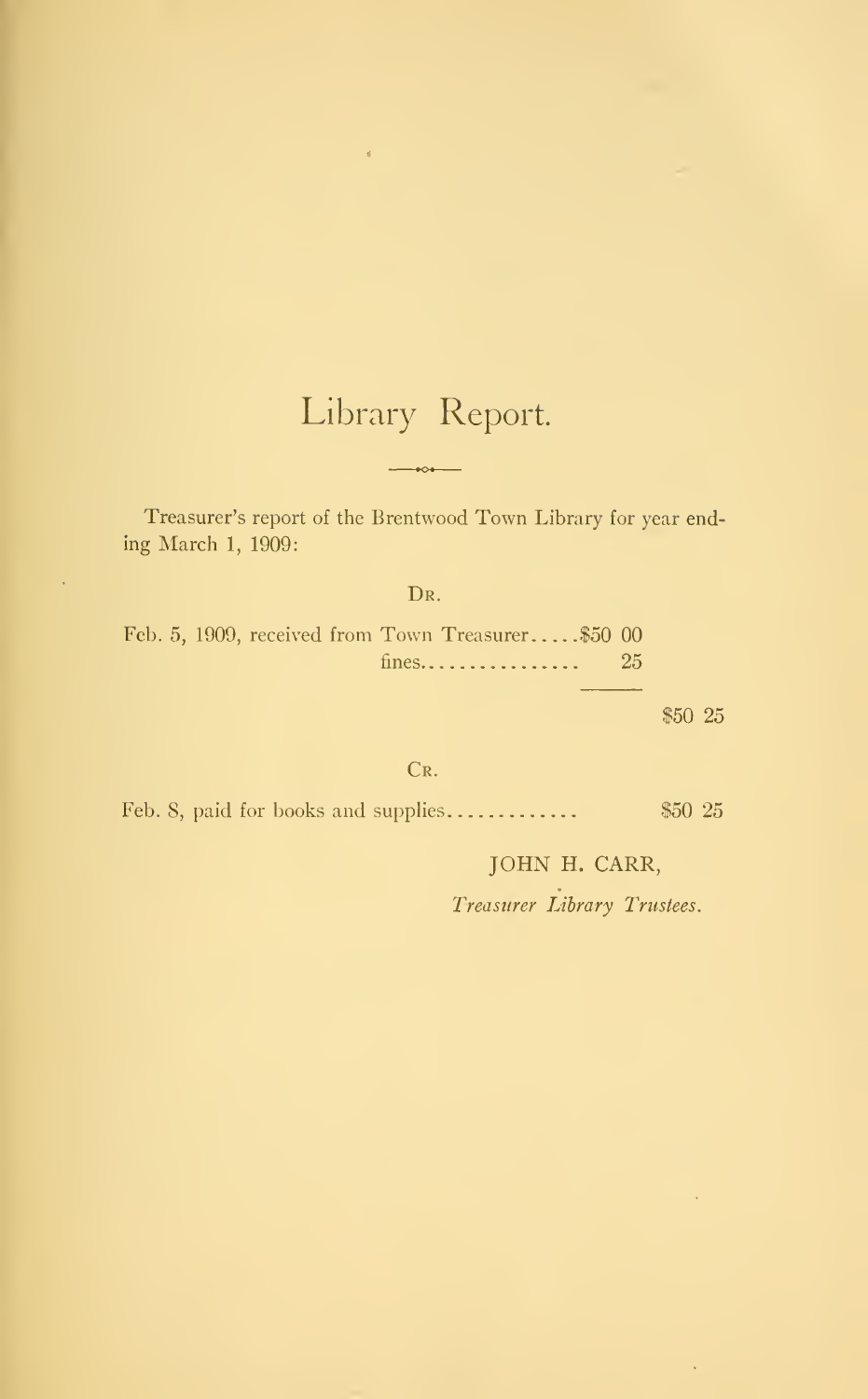# Library Report.

Treasurer's report of the Brentwood Town Library for year ending March 1, 1909:

DR.

| | | |
|---|---|---|
| Feb. 5, 1909, received from Town Treasurer..... | $50 00 | |
| fines................ | 25 | |
| | | $50 25 |

CR.

| | |
|---|---|
| Feb. 8, paid for books and supplies............. | $50 25 |

JOHN H. CARR,

*Treasurer Library Trustees.*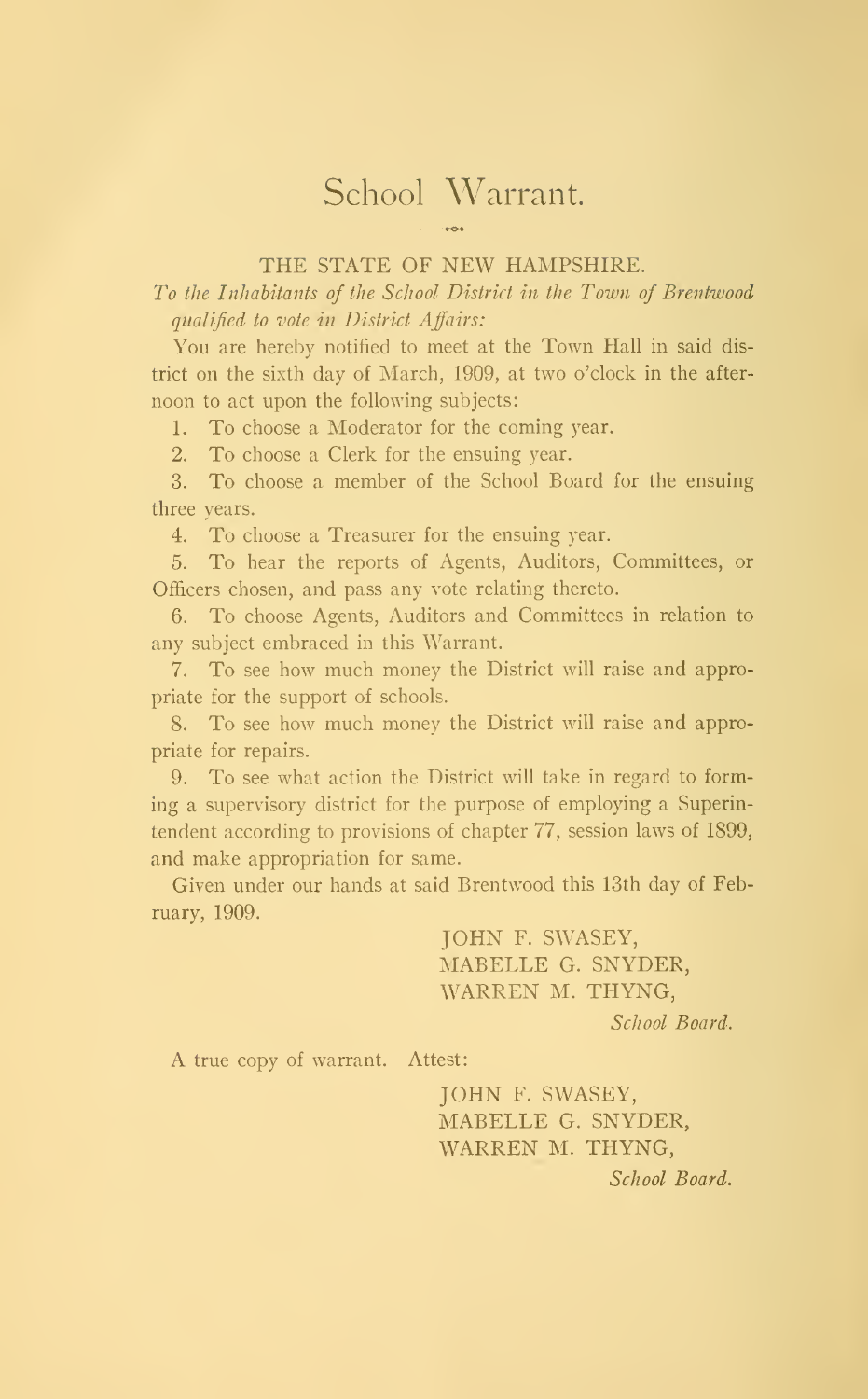# School Warrant.

THE STATE OF NEW HAMPSHIRE.

*To the Inhabitants of the School District in the Town of Brentwood qualified to vote in District Affairs:*

You are hereby notified to meet at the Town Hall in said district on the sixth day of March, 1909, at two o'clock in the afternoon to act upon the following subjects:

1. To choose a Moderator for the coming year.
2. To choose a Clerk for the ensuing year.
3. To choose a member of the School Board for the ensuing three years.
4. To choose a Treasurer for the ensuing year.
5. To hear the reports of Agents, Auditors, Committees, or Officers chosen, and pass any vote relating thereto.
6. To choose Agents, Auditors and Committees in relation to any subject embraced in this Warrant.
7. To see how much money the District will raise and appropriate for the support of schools.
8. To see how much money the District will raise and appropriate for repairs.
9. To see what action the District will take in regard to forming a supervisory district for the purpose of employing a Superintendent according to provisions of chapter 77, session laws of 1899, and make appropriation for same.

Given under our hands at said Brentwood this 13th day of February, 1909.

JOHN F. SWASEY,
MABELLE G. SNYDER,
WARREN M. THYNG,
*School Board.*

A true copy of warrant. Attest:

JOHN F. SWASEY,
MABELLE G. SNYDER,
WARREN M. THYNG,
*School Board.*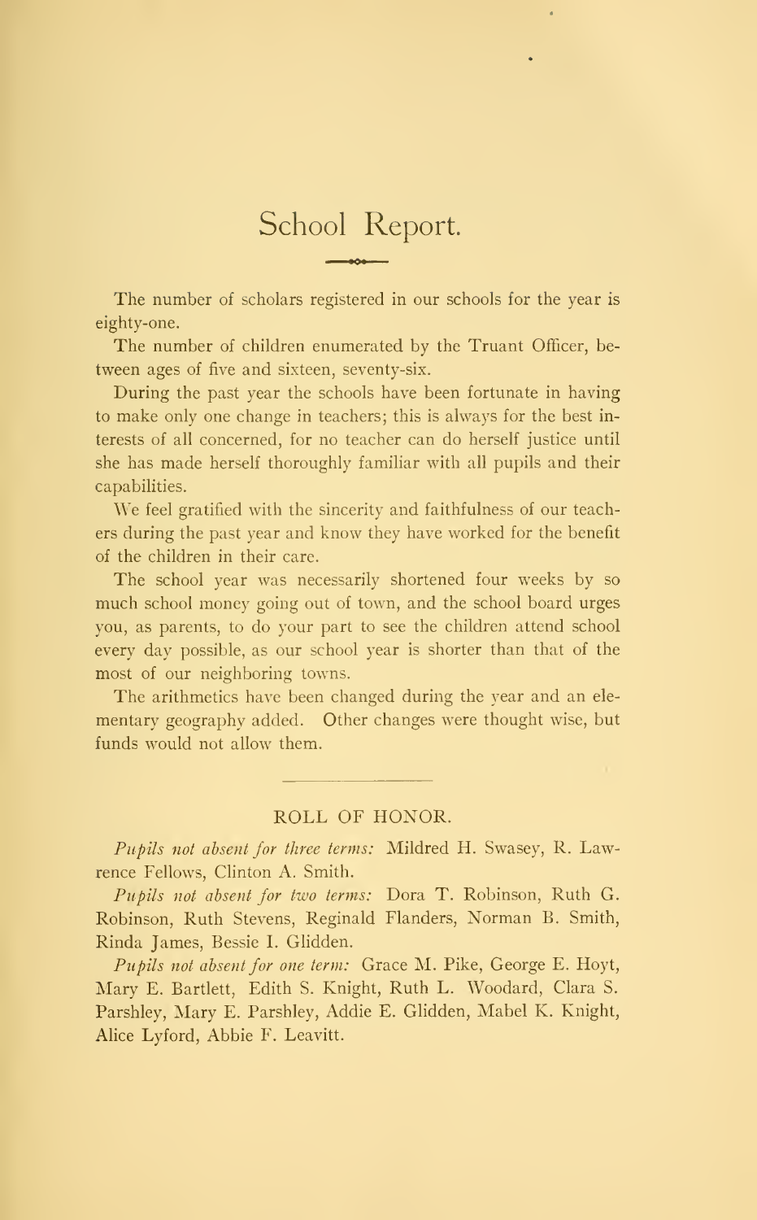# School Report.

The number of scholars registered in our schools for the year is eighty-one.

The number of children enumerated by the Truant Officer, between ages of five and sixteen, seventy-six.

During the past year the schools have been fortunate in having to make only one change in teachers; this is always for the best interests of all concerned, for no teacher can do herself justice until she has made herself thoroughly familiar with all pupils and their capabilities.

We feel gratified with the sincerity and faithfulness of our teachers during the past year and know they have worked for the benefit of the children in their care.

The school year was necessarily shortened four weeks by so much school money going out of town, and the school board urges you, as parents, to do your part to see the children attend school every day possible, as our school year is shorter than that of the most of our neighboring towns.

The arithmetics have been changed during the year and an elementary geography added. Other changes were thought wise, but funds would not allow them.

## ROLL OF HONOR.

*Pupils not absent for three terms:* Mildred H. Swasey, R. Lawrence Fellows, Clinton A. Smith.

*Pupils not absent for two terms:* Dora T. Robinson, Ruth G. Robinson, Ruth Stevens, Reginald Flanders, Norman B. Smith, Rinda James, Bessie I. Glidden.

*Pupils not absent for one term:* Grace M. Pike, George E. Hoyt, Mary E. Bartlett, Edith S. Knight, Ruth L. Woodard, Clara S. Parshley, Mary E. Parshley, Addie E. Glidden, Mabel K. Knight, Alice Lyford, Abbie F. Leavitt.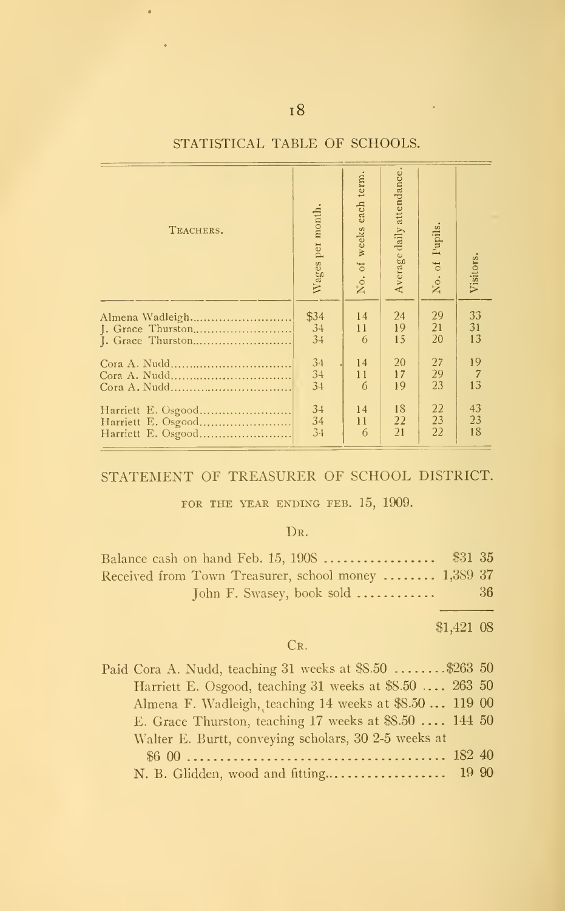## STATISTICAL TABLE OF SCHOOLS.

| Teachers. | Wages per month. | No. of weeks each term. | Average daily attendance. | No. of Pupils. | Visitors. |
|---|---|---|---|---|---|
| Almena Wadleigh | $34 | 14 | 24 | 29 | 33 |
| J. Grace Thurston | 34 | 11 | 19 | 21 | 31 |
| J. Grace Thurston | 34 | 6 | 15 | 20 | 13 |
| Cora A. Nudd | 34 | 14 | 20 | 27 | 19 |
| Cora A. Nudd | 34 | 11 | 17 | 29 | 7 |
| Cora A. Nudd | 34 | 6 | 19 | 23 | 13 |
| Harriett E. Osgood | 34 | 14 | 18 | 22 | 43 |
| Harriett E. Osgood | 34 | 11 | 22 | 23 | 23 |
| Harriett E. Osgood | 34 | 6 | 21 | 22 | 18 |

## STATEMENT OF TREASURER OF SCHOOL DISTRICT.

FOR THE YEAR ENDING FEB. 15, 1909.

DR.

| | |
|---|---|
| Balance cash on hand Feb. 15, 1908 | $31 35 |
| Received from Town Treasurer, school money | 1,389 37 |
| John F. Swasey, book sold | 36 |
| | $1,421 08 |

CR.

| | |
|---|---|
| Paid Cora A. Nudd, teaching 31 weeks at $8.50 | $263 50 |
| Harriett E. Osgood, teaching 31 weeks at $8.50 | 263 50 |
| Almena F. Wadleigh, teaching 14 weeks at $8.50 | 119 00 |
| E. Grace Thurston, teaching 17 weeks at $8.50 | 144 50 |
| Walter E. Burtt, conveying scholars, 30 2-5 weeks at $6 00 | 182 40 |
| N. B. Glidden, wood and fitting | 19 90 |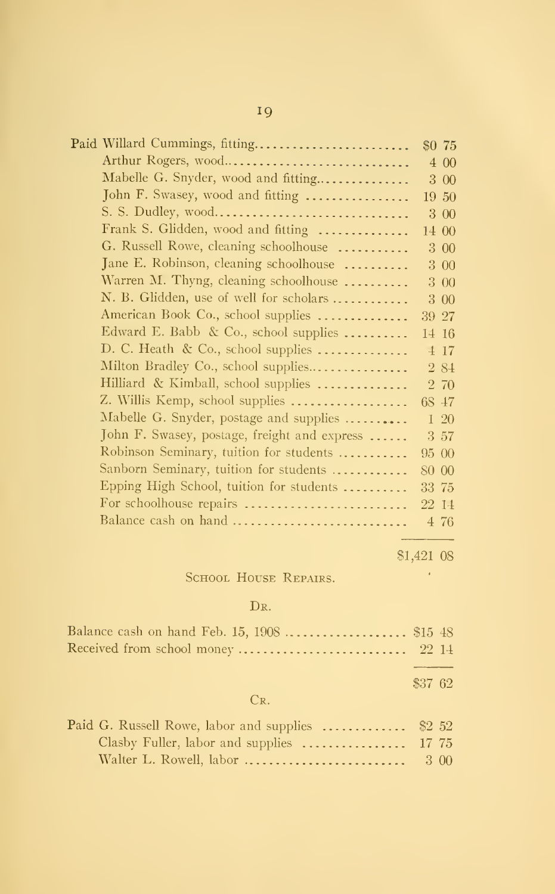| | |
|---|---|
| Paid Willard Cummings, fitting | $0 75 |
| Arthur Rogers, wood | 4 00 |
| Mabelle G. Snyder, wood and fitting | 3 00 |
| John F. Swasey, wood and fitting | 19 50 |
| S. S. Dudley, wood | 3 00 |
| Frank S. Glidden, wood and fitting | 14 00 |
| G. Russell Rowe, cleaning schoolhouse | 3 00 |
| Jane E. Robinson, cleaning schoolhouse | 3 00 |
| Warren M. Thyng, cleaning schoolhouse | 3 00 |
| N. B. Glidden, use of well for scholars | 3 00 |
| American Book Co., school supplies | 39 27 |
| Edward E. Babb & Co., school supplies | 14 16 |
| D. C. Heath & Co., school supplies | 4 17 |
| Milton Bradley Co., school supplies | 2 84 |
| Hilliard & Kimball, school supplies | 2 70 |
| Z. Willis Kemp, school supplies | 68 47 |
| Mabelle G. Snyder, postage and supplies | 1 20 |
| John F. Swasey, postage, freight and express | 3 57 |
| Robinson Seminary, tuition for students | 95 00 |
| Sanborn Seminary, tuition for students | 80 00 |
| Epping High School, tuition for students | 33 75 |
| For schoolhouse repairs | 22 14 |
| Balance cash on hand | 4 76 |
| | $1,421 08 |

## School House Repairs.

Dr.

| | |
|---|---|
| Balance cash on hand Feb. 15, 1908 | $15 48 |
| Received from school money | 22 14 |
| | $37 62 |

Cr.

| | |
|---|---|
| Paid G. Russell Rowe, labor and supplies | $2 52 |
| Clasby Fuller, labor and supplies | 17 75 |
| Walter L. Rowell, labor | 3 00 |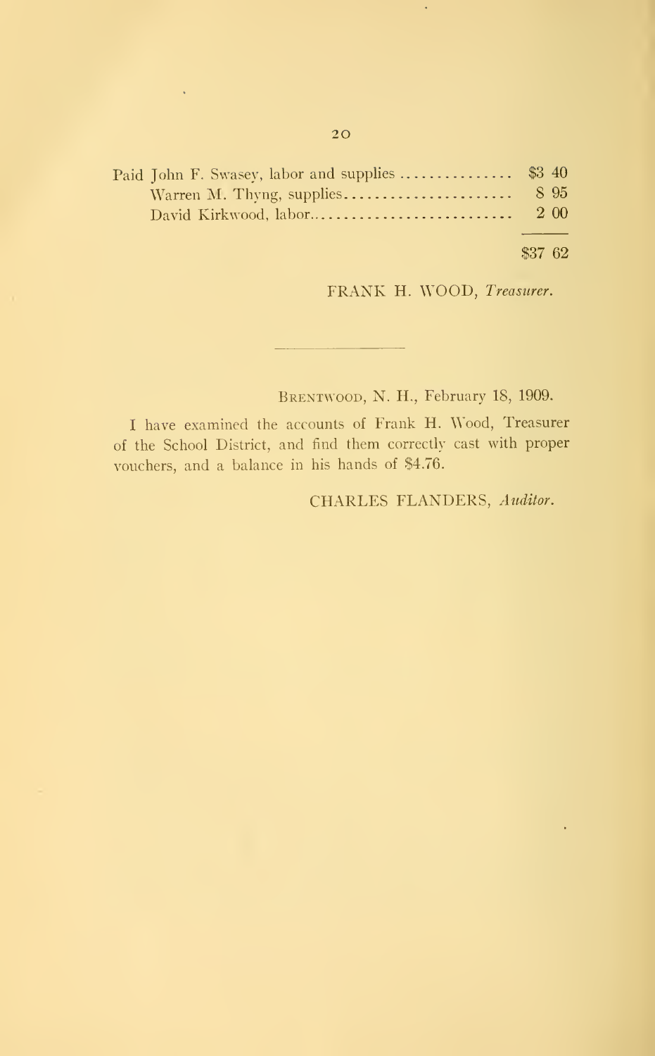| | |
|---|---|
| Paid John F. Swasey, labor and supplies ................ | $3 40 |
| Warren M. Thyng, supplies......................... | 8 95 |
| David Kirkwood, labor............................. | 2 00 |
| | $37 62 |

FRANK H. WOOD, *Treasurer.*

---

BRENTWOOD, N. H., February 18, 1909.

I have examined the accounts of Frank H. Wood, Treasurer of the School District, and find them correctly cast with proper vouchers, and a balance in his hands of $4.76.

CHARLES FLANDERS, *Auditor.*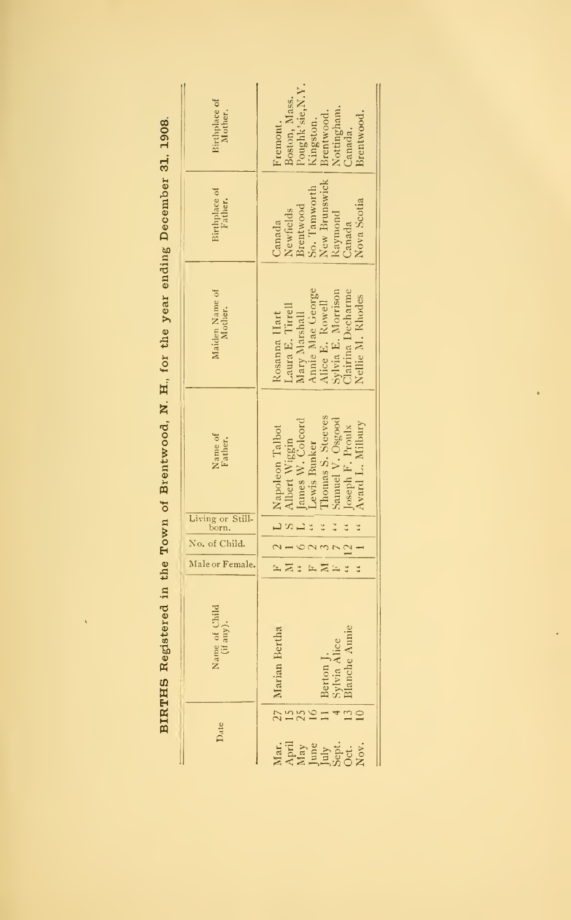# BIRTHS Registered in the Town of Brentwood, N. H., for the year ending December 31, 1908.

| Date | | Name of Child (if any). | Male or Female. | No. of Child. | Living or Still-born. | Name of Father. | Maiden Name of Mother. | Birthplace of Father. | Birthplace of Mother. |
|---|---|---|---|---|---|---|---|---|---|
| Mar. | 27 | Marian Bertha | F | 2 | L | Napoleon Talbot | Rosanna Hart | Canada | Fremont. |
| April | 15 | | M | 1 | S | Albert Wiggin | Laura E. Tirrell | Newfields | Boston, Mass. |
| May | 25 | | " | 6 | L | James W. Colcord | Mary Marshall | Brentwood | Poughk'sie, N.Y. |
| June | 16 | | F | 2 | " | Lewis Bunker | Annie Mae George | So. Tamworth | Kingston. |
| July | 11 | Berton J. | M | 3 | " | Thomas S. Steeves | Alice E. Rowell | New Brunswick | Brentwood. |
| Sept. | 4 | Sylvia Alice | F | 7 | " | Samuel V. Osgood | Sylvia E. Morrison | Raymond | Nottingham. |
| Oct. | 13 | Blanche Annie | " | 12 | " | Joseph F. Proulx | Clairina Decharme | Canada | Canada. |
| Nov. | 10 | | " | 1 | " | Avard L. Milbury | Nellie M. Rhodes | Nova Scotia | Brentwood. |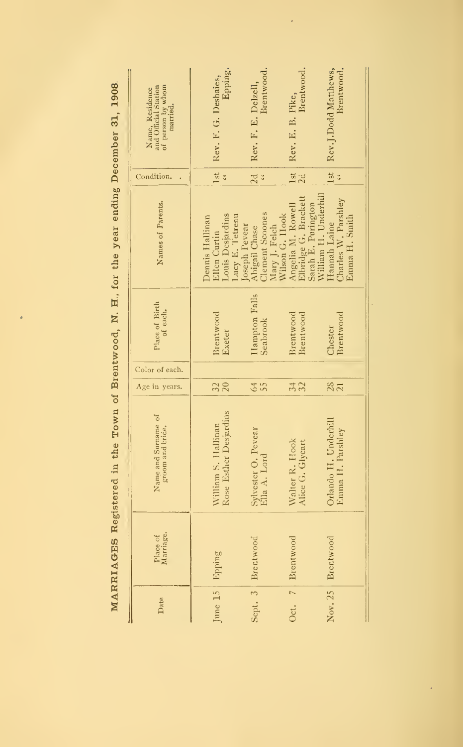# MARRIAGES Registered in the Town of Brentwood, N. H., for the year ending December 31, 1908.

| Date | Place of Marriage. | Name and Surname of groom and bride. | Age in years. | Color of each. | Place of Birth of each. | Names of Parents. | Condition. | Name, Residence and Official Station of person by whom married. |
|---|---|---|---|---|---|---|---|---|
| June 15 | Epping | William S. Hallinan<br>Rose Esther Desjardins | 32<br>20 | | Brentwood<br>Exeter | Dennis Hallinan<br>Ellen Curtin<br>Louis Desjardins<br>Lucy E. Tetreau | 1st<br>" | Rev. F. G. Deshaies, Epping. |
| Sept. 3 | Brentwood | Sylvester O. Pevear<br>Ella A. Lord | 64<br>55 | | Hampton Falls<br>Seabrook | Joseph Pevear<br>Abigail Chase<br>Clement Scoones<br>Mary J. Felch | 2d<br>" | Rev. F. E. Delzell, Brentwood. |
| Oct. 7 | Brentwood | Walter R. Hook<br>Alice G. Glycart | 34<br>32 | | Brentwood<br>Brentwood | Wilson G. Hook<br>Angelia M. Rowell<br>Elbridge G. Brackett<br>Sarah E. Purington | 1st<br>2d | Rev. E. B. Pike, Brentwood. |
| Nov. 25 | Brentwood | Orlando H. Underhill<br>Emma H. Parshley | 28<br>21 | | Chester<br>Brentwood | William H. Underhill<br>Hannah Laine<br>Charles W. Parshley<br>Emma H. Smith | 1st<br>" | Rev. J. Dodd Matthews, Brentwood. |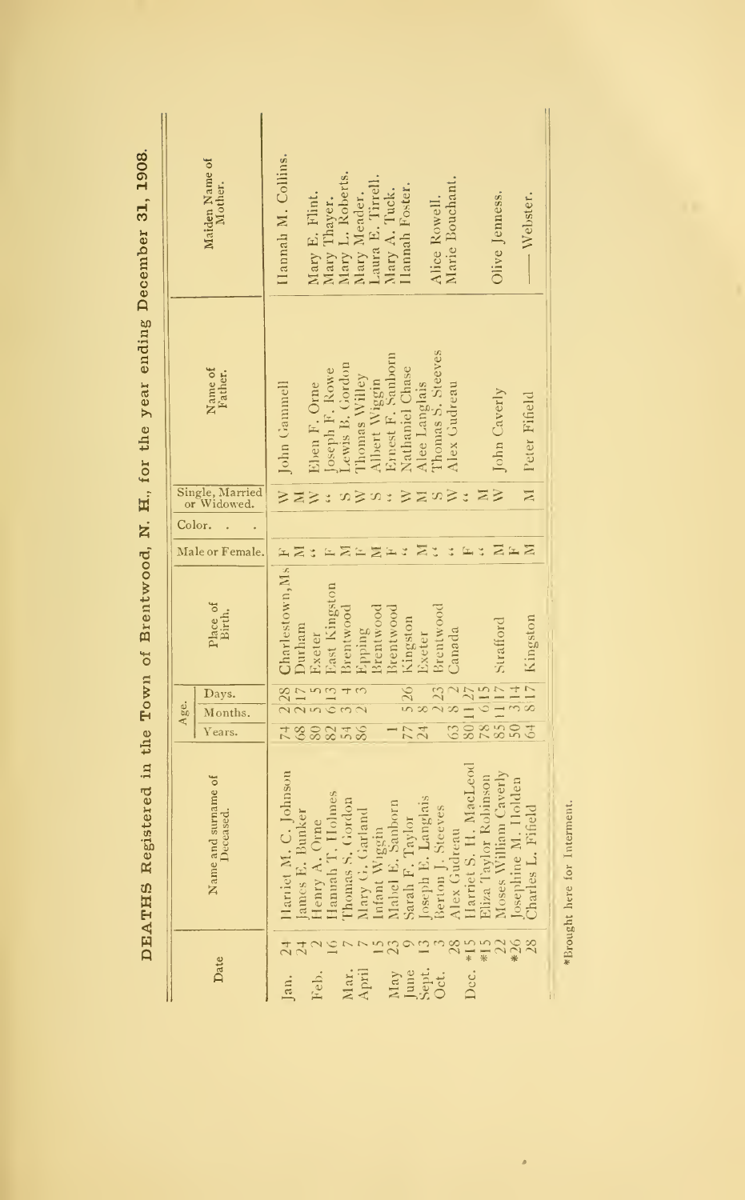# DEATHS Registered in the Town of Brentwood, N. H., for the year ending December 31, 1908.

| Date | | Name and surname of Deceased | Age: Years. | Months. | Days. | Place of Birth. | Male or Female. | Color. | Single, Married or Widowed. | Name of Father. | Maiden Name of Mother. |
|---|---|---|---|---|---|---|---|---|---|---|---|
| Jan. | 24 | Harriet M. C. Johnson | 74 | 2 | 28 | Charlestown, Ms. | F | | W | John Gammell | Hannah M. Collins. |
| | 24 | James E. Bunker | 68 | 2 | 17 | Durham | M | | M | | |
| Feb. | 2 | Henry A. Orne | 80 | 5 | 5 | Exeter | " | | W | Eben F. Orne | Mary E. Flint. |
| | 16 | Hannah T. Holmes | 82 | 6 | 13 | East Kingston | F | | " | Joseph F. Rowe | Mary Thayer. |
| Mar. | 7 | Thomas S. Gordon | 54 | 3 | 4 | Brentwood | M | | S | Lewis B. Gordon | Mary L. Roberts. |
| April | 7 | Mary G. Garland | 86 | 2 | 3 | Epping | F | | W | Thomas Willey | Mary Meader. |
| | 15 | Infant Wiggin | | | | Brentwood | M | | S | Albert Wiggin | Laura E. Tirrell. |
| May | 23 | Mabel E. Sanborn | 1 | | | Brentwood | F | | " | Ernest F. Sanborn | Mary A. Tuck. |
| June | 9 | Sarah F. Taylor | 77 | 5 | 26 | Kingston | " | | W | Nathaniel Chase | Hannah Foster. |
| Sept. | 13 | Joseph E. Langlais | 24 | 8 | | Exeter | M | | M | Alec Langlais | |
| Oct. | 3 | Berton J. Steeves | | 2 | 23 | Brentwood | " | | S | Thomas S. Steeves | Alice Rowell. |
| | 28 | Alex Gudreau | 63 | 8 | 2 | Canada | " | | W | Alex Gudreau | Marie Bouchant. |
| Dec. | *15 | Harriet S. H. MacLeod | 80 | 11 | 27 | | F | | " | | |
| | *15 | Eliza Taylor Robinson | 78 | 6 | 15 | | " | | M | | |
| | 22 | Moses William Caverly | 85 | 11 | 17 | Strafford | M | | W | John Caverly | Olive Jenness. |
| | *26 | Josephine M. Holden | 50 | 3 | 14 | | F | | | | |
| | 28 | Charles L. Fifield | 64 | 8 | 17 | Kingston | M | | M | Peter Fifield | —— Webster. |

*Brought here for Interment.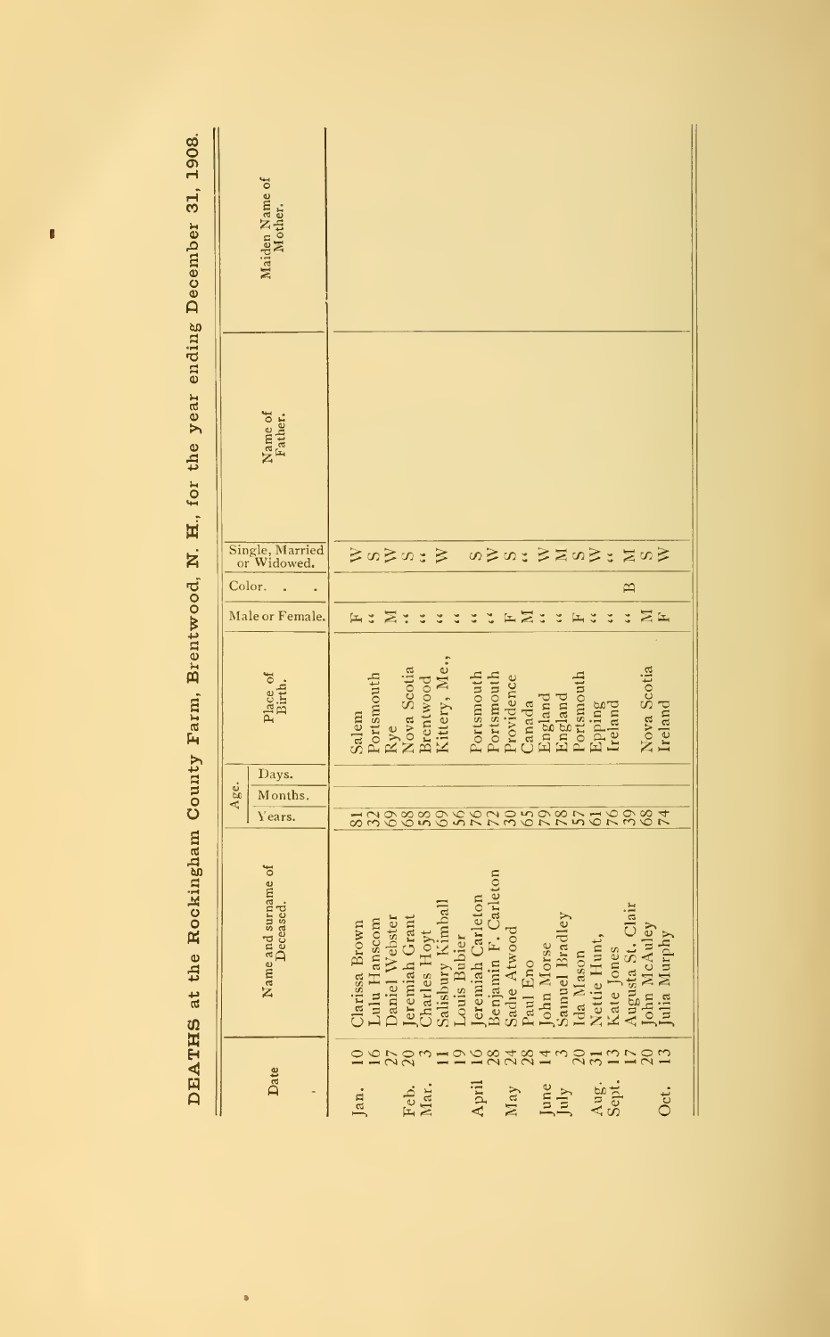# DEATHS at the Rockingham County Farm, Brentwood, N. H., for the year ending December 31, 1908.

| Date | | Name and surname of Deceased. | Age. Years. | Months. | Days. | Place of Birth. | Male or Female. | Color. | Single, Married or Widowed. | Name of Father. | Maiden Name of Mother. |
|---|---|---|---|---|---|---|---|---|---|---|---|
| Jan. | 10 | Clarissa Brown | 81 | | | Salem | F | | W | | |
| | 16 | Lulu Hanscom | 32 | | | Portsmouth | " | | S | | |
| | 27 | Daniel Webster | 69 | | | Rye | M | | W | | |
| Feb. | 20 | Jeremiah Grant | 68 | | | Nova Scotia | " | | S | | |
| Mar. | 3 | Charles Hoyt | 58 | | | Brentwood | " | | " | | |
| | 11 | Salisbury Kimball | 69 | | | Kittery, Me., | " | | W | | |
| | 19 | Louis Bubier | 56 | | | | " | | | | |
| April | 16 | Jeremiah Carleton | 76 | | | Portsmouth | " | | S | | |
| | 28 | Benjamin F. Carleton | 72 | | | Portsmouth | " | | W | | |
| May | 24 | Sadie Atwood | 30 | | | Providence | F | | S | | |
| | 28 | Paul Eno | 65 | | | Canada | M | | " | | |
| June | 14 | John Morse | 79 | | | England | " | | W | | |
| July | 3 | Samuel Bradley | 78 | | | England | " | | M | | |
| | 20 | Ida Mason | 57 | | | Portsmouth | F | | S | | |
| Aug. | 31 | Nettie Hunt, | 61 | | | Epping | " | | W | | |
| Sept. | 13 | Kate Jones | 76 | | | Ireland | " | | " | | |
| | 17 | Augusta St. Clair | 39 | | | | " | B | M | | |
| | 20 | John McAuley | 68 | | | Nova Scotia | M | | S | | |
| Oct. | 13 | Julia Murphy | 74 | | | Ireland | F | | W | | |